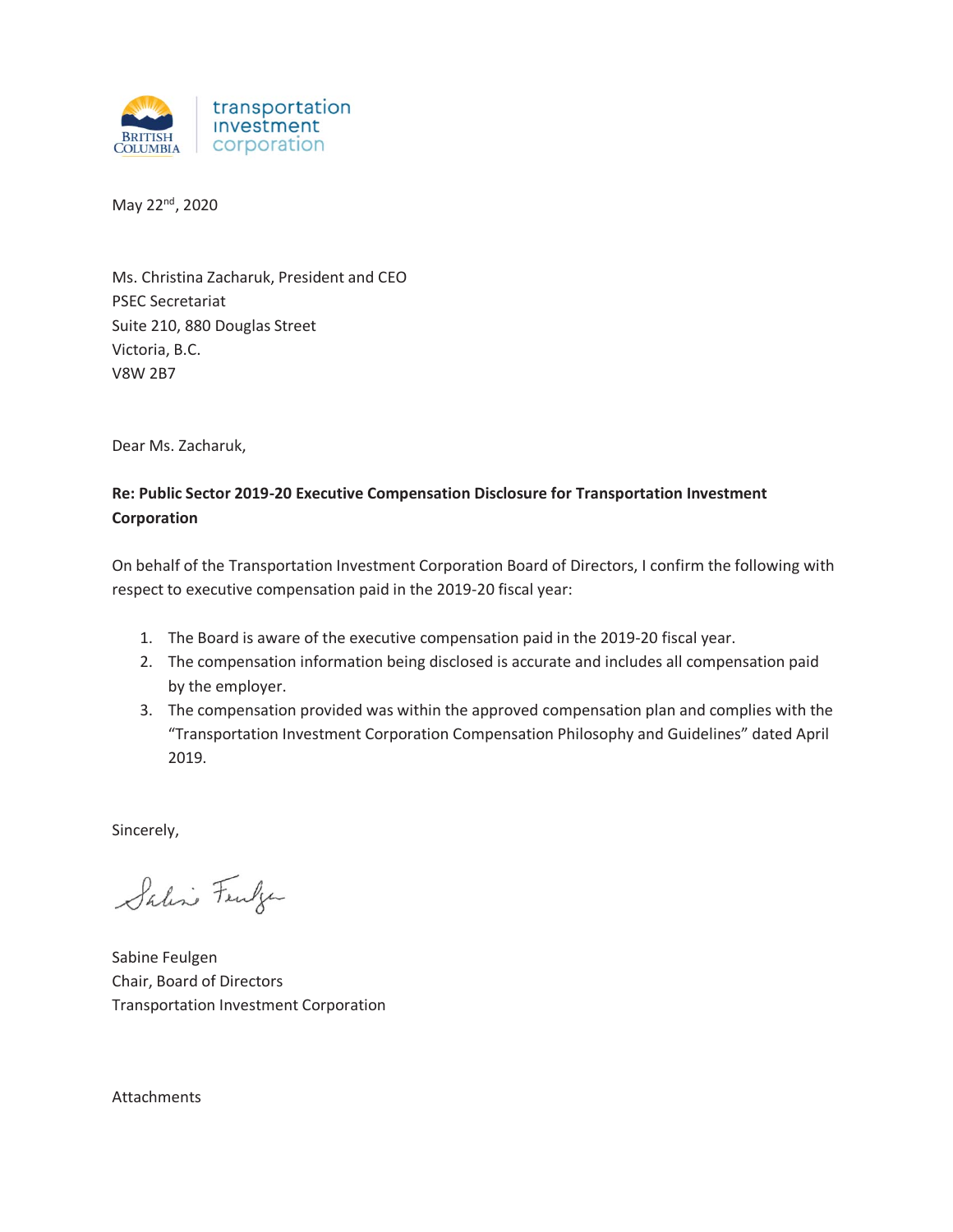transportation investment corporation

May 22nd, 2020

Ms. Christina Zacharuk, President and CEO
PSEC Secretariat
Suite 210, 880 Douglas Street
Victoria, B.C.
V8W 2B7

Dear Ms. Zacharuk,

**Re: Public Sector 2019-20 Executive Compensation Disclosure for Transportation Investment Corporation**

On behalf of the Transportation Investment Corporation Board of Directors, I confirm the following with respect to executive compensation paid in the 2019-20 fiscal year:

1. The Board is aware of the executive compensation paid in the 2019-20 fiscal year.
2. The compensation information being disclosed is accurate and includes all compensation paid by the employer.
3. The compensation provided was within the approved compensation plan and complies with the "Transportation Investment Corporation Compensation Philosophy and Guidelines" dated April 2019.

Sincerely,

Sabine Feulgen
Chair, Board of Directors
Transportation Investment Corporation

Attachments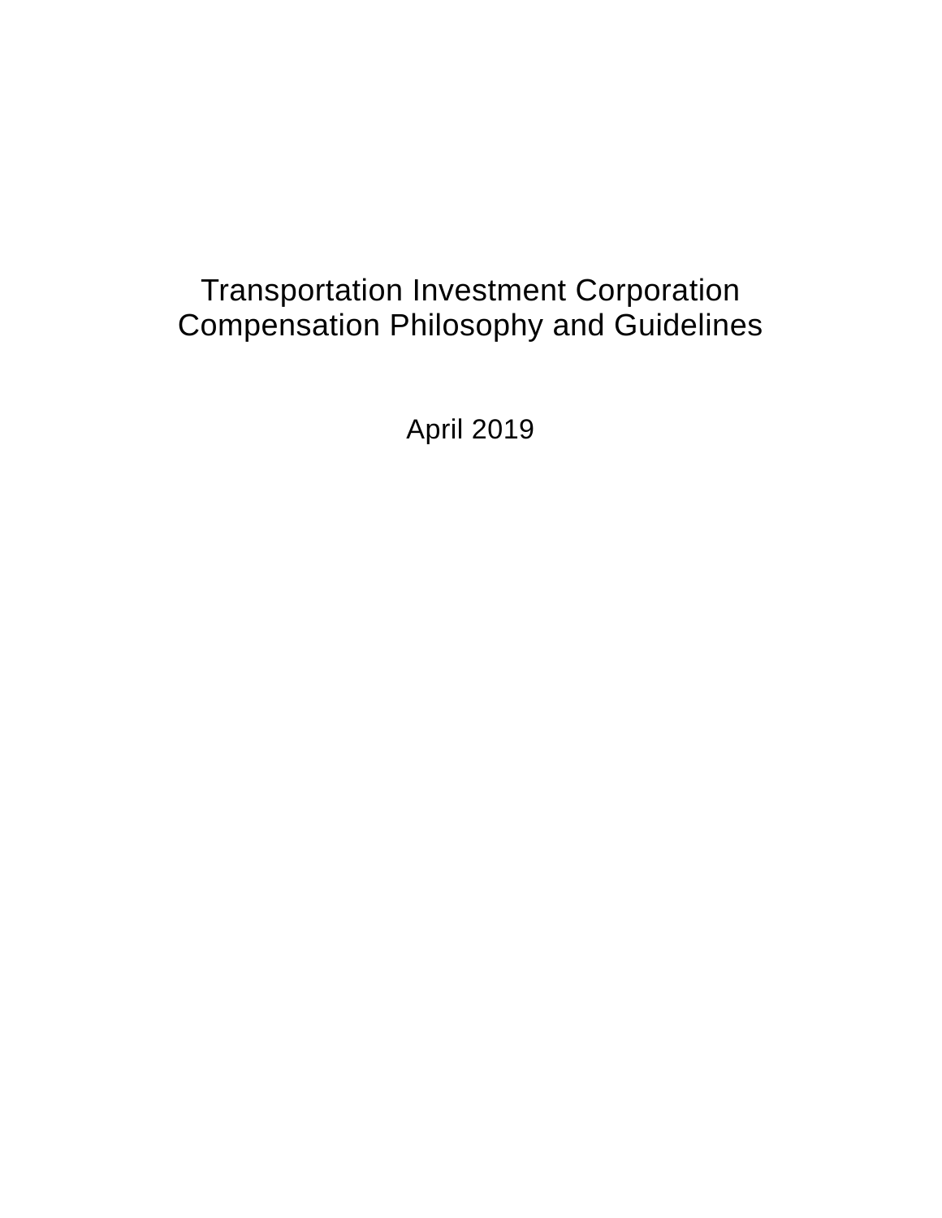# Transportation Investment Corporation
# Compensation Philosophy and Guidelines

April 2019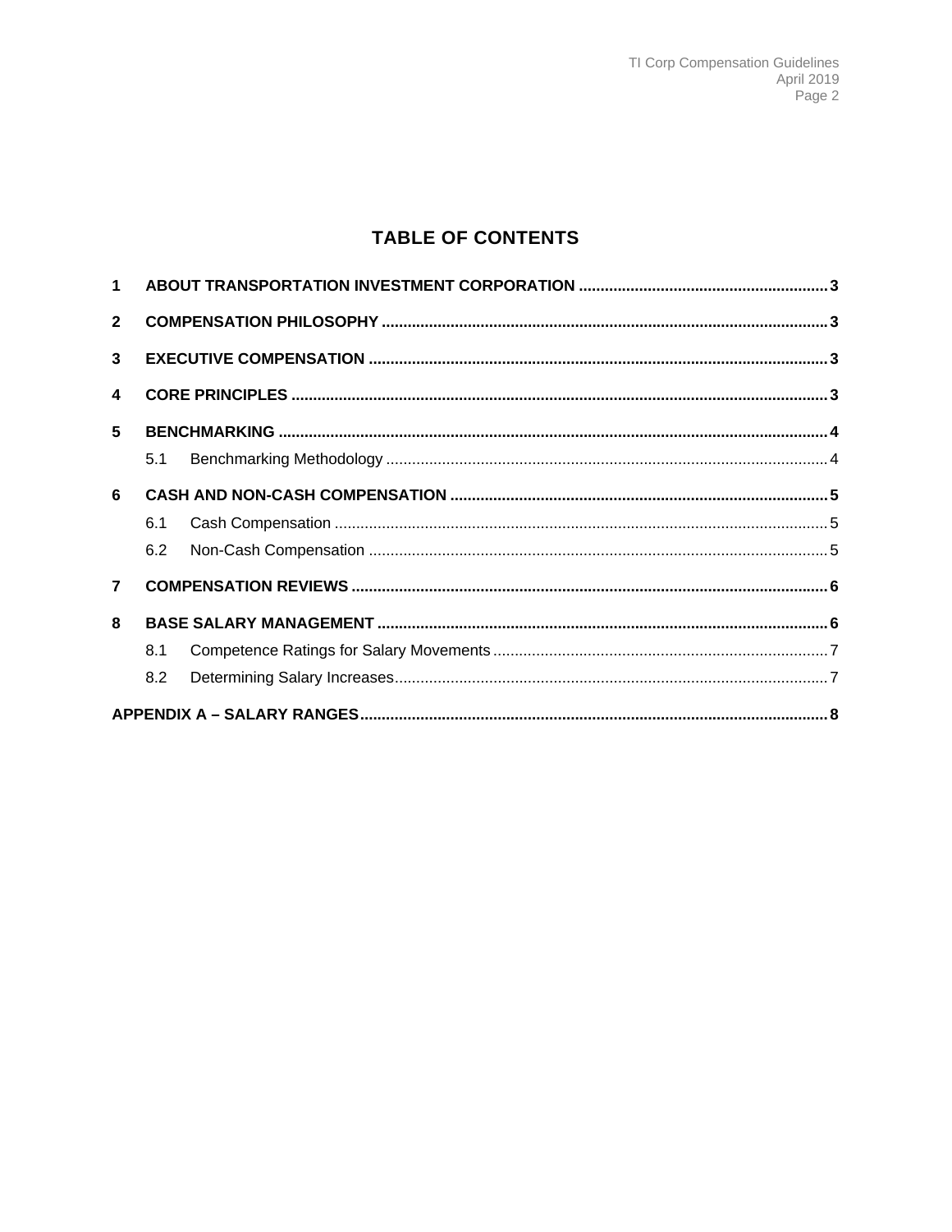# TABLE OF CONTENTS

| | | | |
|---|---|---|---|
| **1** | **ABOUT TRANSPORTATION INVESTMENT CORPORATION** | | **3** |
| **2** | **COMPENSATION PHILOSOPHY** | | **3** |
| **3** | **EXECUTIVE COMPENSATION** | | **3** |
| **4** | **CORE PRINCIPLES** | | **3** |
| **5** | **BENCHMARKING** | | **4** |
| | 5.1 | Benchmarking Methodology | 4 |
| **6** | **CASH AND NON-CASH COMPENSATION** | | **5** |
| | 6.1 | Cash Compensation | 5 |
| | 6.2 | Non-Cash Compensation | 5 |
| **7** | **COMPENSATION REVIEWS** | | **6** |
| **8** | **BASE SALARY MANAGEMENT** | | **6** |
| | 8.1 | Competence Ratings for Salary Movements | 7 |
| | 8.2 | Determining Salary Increases | 7 |
| **APPENDIX A – SALARY RANGES** | | | **8** |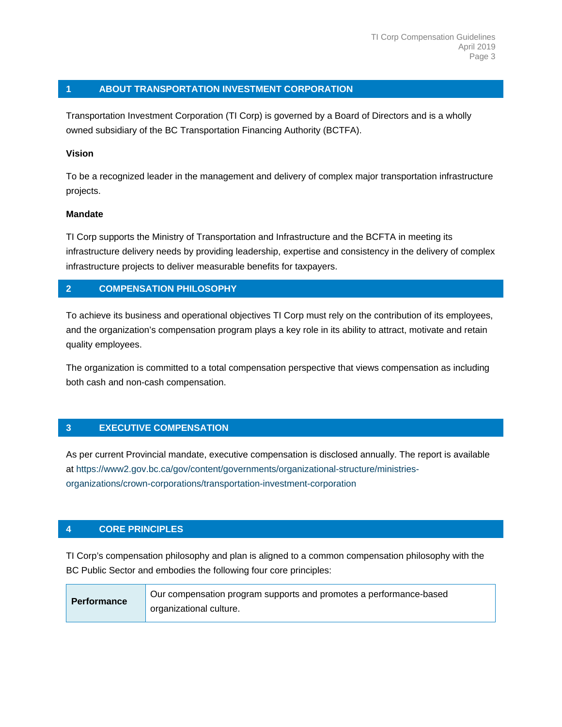## 1 ABOUT TRANSPORTATION INVESTMENT CORPORATION

Transportation Investment Corporation (TI Corp) is governed by a Board of Directors and is a wholly owned subsidiary of the BC Transportation Financing Authority (BCTFA).

**Vision**

To be a recognized leader in the management and delivery of complex major transportation infrastructure projects.

**Mandate**

TI Corp supports the Ministry of Transportation and Infrastructure and the BCFTA in meeting its infrastructure delivery needs by providing leadership, expertise and consistency in the delivery of complex infrastructure projects to deliver measurable benefits for taxpayers.

## 2 COMPENSATION PHILOSOPHY

To achieve its business and operational objectives TI Corp must rely on the contribution of its employees, and the organization's compensation program plays a key role in its ability to attract, motivate and retain quality employees.

The organization is committed to a total compensation perspective that views compensation as including both cash and non-cash compensation.

## 3 EXECUTIVE COMPENSATION

As per current Provincial mandate, executive compensation is disclosed annually. The report is available at https://www2.gov.bc.ca/gov/content/governments/organizational-structure/ministries-organizations/crown-corporations/transportation-investment-corporation

## 4 CORE PRINCIPLES

TI Corp's compensation philosophy and plan is aligned to a common compensation philosophy with the BC Public Sector and embodies the following four core principles:

| | |
|---|---|
| **Performance** | Our compensation program supports and promotes a performance-based organizational culture. |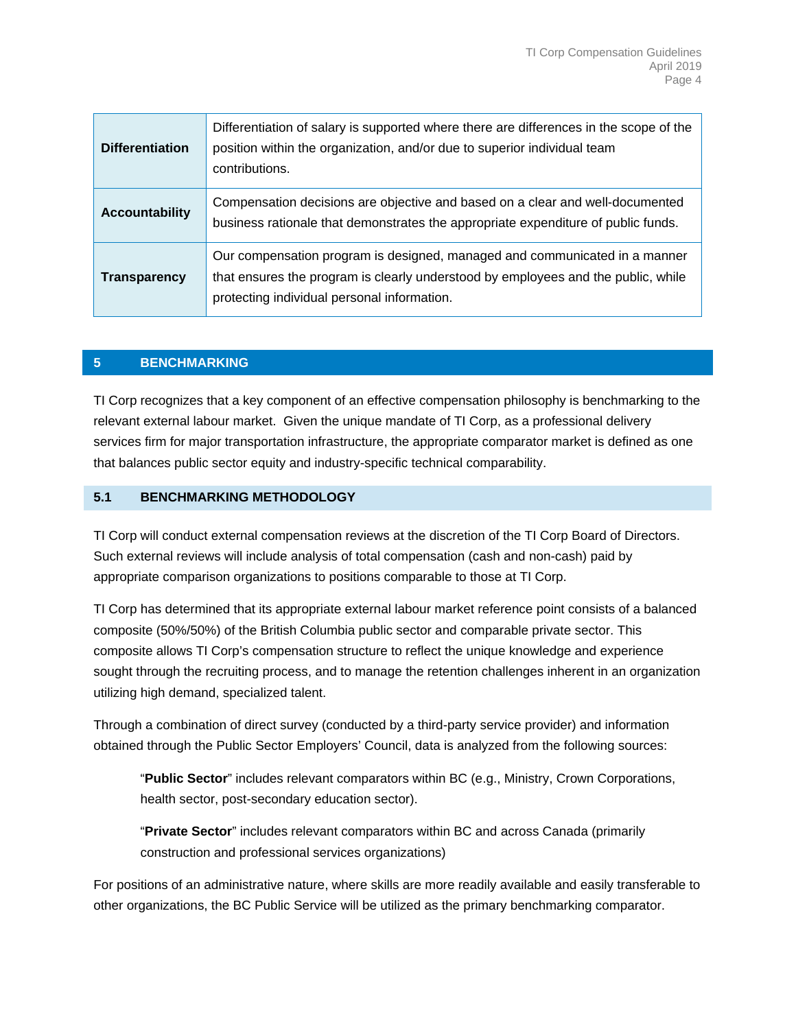| | |
|---|---|
| **Differentiation** | Differentiation of salary is supported where there are differences in the scope of the position within the organization, and/or due to superior individual team contributions. |
| **Accountability** | Compensation decisions are objective and based on a clear and well-documented business rationale that demonstrates the appropriate expenditure of public funds. |
| **Transparency** | Our compensation program is designed, managed and communicated in a manner that ensures the program is clearly understood by employees and the public, while protecting individual personal information. |

## 5 BENCHMARKING

TI Corp recognizes that a key component of an effective compensation philosophy is benchmarking to the relevant external labour market. Given the unique mandate of TI Corp, as a professional delivery services firm for major transportation infrastructure, the appropriate comparator market is defined as one that balances public sector equity and industry-specific technical comparability.

### 5.1 BENCHMARKING METHODOLOGY

TI Corp will conduct external compensation reviews at the discretion of the TI Corp Board of Directors. Such external reviews will include analysis of total compensation (cash and non-cash) paid by appropriate comparison organizations to positions comparable to those at TI Corp.

TI Corp has determined that its appropriate external labour market reference point consists of a balanced composite (50%/50%) of the British Columbia public sector and comparable private sector. This composite allows TI Corp's compensation structure to reflect the unique knowledge and experience sought through the recruiting process, and to manage the retention challenges inherent in an organization utilizing high demand, specialized talent.

Through a combination of direct survey (conducted by a third-party service provider) and information obtained through the Public Sector Employers' Council, data is analyzed from the following sources:

> "**Public Sector**" includes relevant comparators within BC (e.g., Ministry, Crown Corporations, health sector, post-secondary education sector).
>
> "**Private Sector**" includes relevant comparators within BC and across Canada (primarily construction and professional services organizations)

For positions of an administrative nature, where skills are more readily available and easily transferable to other organizations, the BC Public Service will be utilized as the primary benchmarking comparator.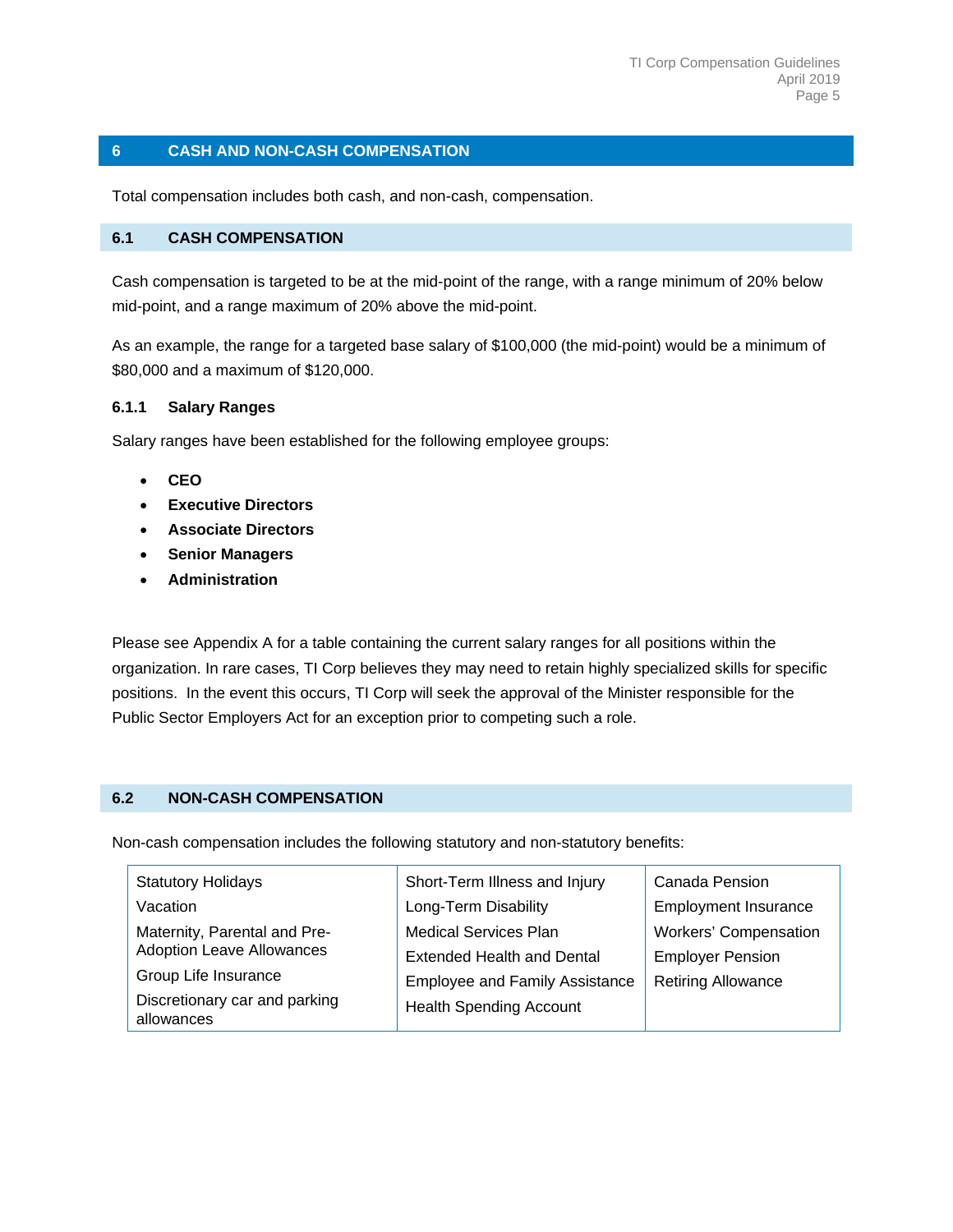## 6 CASH AND NON-CASH COMPENSATION

Total compensation includes both cash, and non-cash, compensation.

### 6.1 CASH COMPENSATION

Cash compensation is targeted to be at the mid-point of the range, with a range minimum of 20% below mid-point, and a range maximum of 20% above the mid-point.

As an example, the range for a targeted base salary of $100,000 (the mid-point) would be a minimum of $80,000 and a maximum of $120,000.

#### 6.1.1 Salary Ranges

Salary ranges have been established for the following employee groups:

- **CEO**
- **Executive Directors**
- **Associate Directors**
- **Senior Managers**
- **Administration**

Please see Appendix A for a table containing the current salary ranges for all positions within the organization. In rare cases, TI Corp believes they may need to retain highly specialized skills for specific positions. In the event this occurs, TI Corp will seek the approval of the Minister responsible for the Public Sector Employers Act for an exception prior to competing such a role.

### 6.2 NON-CASH COMPENSATION

Non-cash compensation includes the following statutory and non-statutory benefits:

| | | |
|---|---|---|
| Statutory Holidays | Short-Term Illness and Injury | Canada Pension |
| Vacation | Long-Term Disability | Employment Insurance |
| Maternity, Parental and Pre-Adoption Leave Allowances | Medical Services Plan | Workers' Compensation |
| Group Life Insurance | Extended Health and Dental | Employer Pension |
| Discretionary car and parking allowances | Employee and Family Assistance | Retiring Allowance |
| | Health Spending Account | |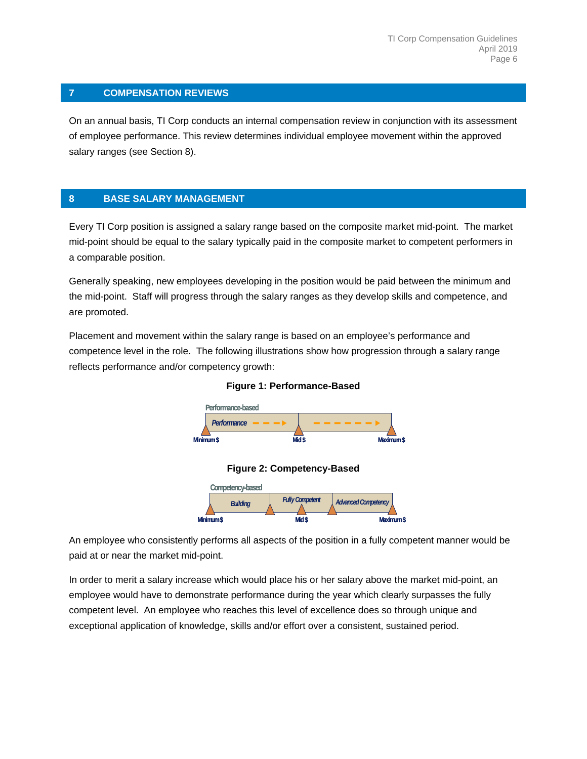## 7 COMPENSATION REVIEWS

On an annual basis, TI Corp conducts an internal compensation review in conjunction with its assessment of employee performance. This review determines individual employee movement within the approved salary ranges (see Section 8).

## 8 BASE SALARY MANAGEMENT

Every TI Corp position is assigned a salary range based on the composite market mid-point. The market mid-point should be equal to the salary typically paid in the composite market to competent performers in a comparable position.

Generally speaking, new employees developing in the position would be paid between the minimum and the mid-point. Staff will progress through the salary ranges as they develop skills and competence, and are promoted.

Placement and movement within the salary range is based on an employee's performance and competence level in the role. The following illustrations show how progression through a salary range reflects performance and/or competency growth:

**Figure 1: Performance-Based**

Performance-based

*Performance*

Minimum $ | Mid $ | Maximum $

**Figure 2: Competency-Based**

Competency-based

*Building* | *Fully Competent* | *Advanced Competency*

Minimum $ | Mid $ | Maximum $

An employee who consistently performs all aspects of the position in a fully competent manner would be paid at or near the market mid-point.

In order to merit a salary increase which would place his or her salary above the market mid-point, an employee would have to demonstrate performance during the year which clearly surpasses the fully competent level. An employee who reaches this level of excellence does so through unique and exceptional application of knowledge, skills and/or effort over a consistent, sustained period.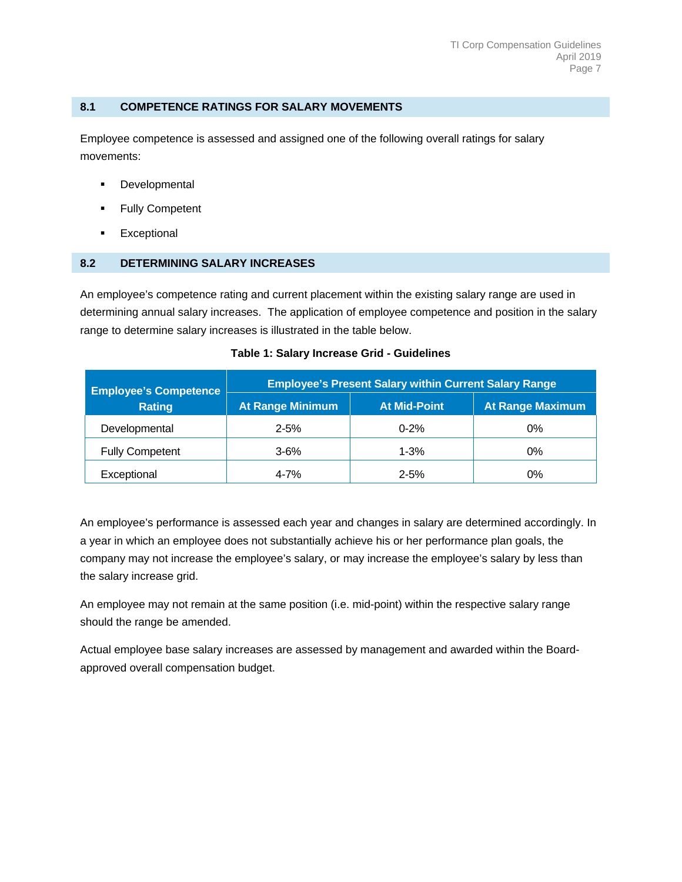## 8.1 COMPETENCE RATINGS FOR SALARY MOVEMENTS

Employee competence is assessed and assigned one of the following overall ratings for salary movements:

- Developmental
- Fully Competent
- Exceptional

## 8.2 DETERMINING SALARY INCREASES

An employee's competence rating and current placement within the existing salary range are used in determining annual salary increases. The application of employee competence and position in the salary range to determine salary increases is illustrated in the table below.

**Table 1: Salary Increase Grid - Guidelines**

| Employee's Competence Rating | Employee's Present Salary within Current Salary Range | | |
|---|---|---|---|
| | At Range Minimum | At Mid-Point | At Range Maximum |
| Developmental | 2-5% | 0-2% | 0% |
| Fully Competent | 3-6% | 1-3% | 0% |
| Exceptional | 4-7% | 2-5% | 0% |

An employee's performance is assessed each year and changes in salary are determined accordingly. In a year in which an employee does not substantially achieve his or her performance plan goals, the company may not increase the employee's salary, or may increase the employee's salary by less than the salary increase grid.

An employee may not remain at the same position (i.e. mid-point) within the respective salary range should the range be amended.

Actual employee base salary increases are assessed by management and awarded within the Board-approved overall compensation budget.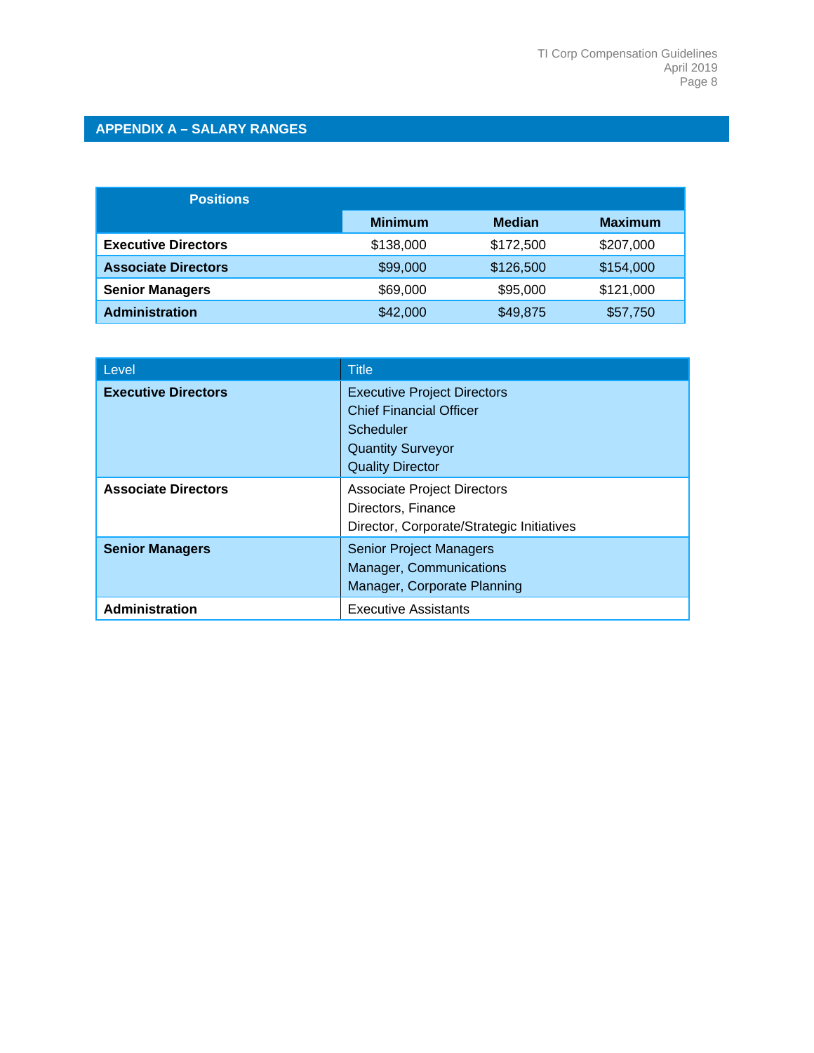## APPENDIX A – SALARY RANGES

| Positions | Minimum | Median | Maximum |
|---|---|---|---|
| **Executive Directors** | $138,000 | $172,500 | $207,000 |
| **Associate Directors** | $99,000 | $126,500 | $154,000 |
| **Senior Managers** | $69,000 | $95,000 | $121,000 |
| **Administration** | $42,000 | $49,875 | $57,750 |

| Level | Title |
|---|---|
| **Executive Directors** | Executive Project Directors<br>Chief Financial Officer<br>Scheduler<br>Quantity Surveyor<br>Quality Director |
| **Associate Directors** | Associate Project Directors<br>Directors, Finance<br>Director, Corporate/Strategic Initiatives |
| **Senior Managers** | Senior Project Managers<br>Manager, Communications<br>Manager, Corporate Planning |
| **Administration** | Executive Assistants |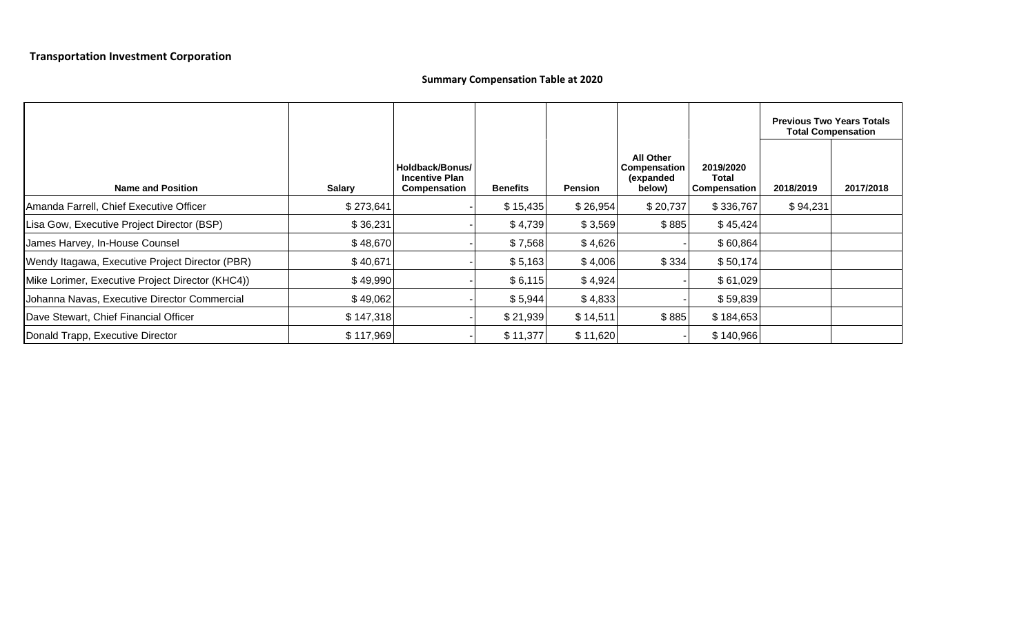**Transportation Investment Corporation**

**Summary Compensation Table at 2020**

| Name and Position | Salary | Holdback/Bonus/ Incentive Plan Compensation | Benefits | Pension | All Other Compensation (expanded below) | 2019/2020 Total Compensation | Previous Two Years Totals Total Compensation | |
|---|---|---|---|---|---|---|---|---|
| | | | | | | | 2018/2019 | 2017/2018 |
| Amanda Farrell, Chief Executive Officer | $ 273,641 | - | $ 15,435 | $ 26,954 | $ 20,737 | $ 336,767 | $ 94,231 | |
| Lisa Gow, Executive Project Director (BSP) | $ 36,231 | - | $ 4,739 | $ 3,569 | $ 885 | $ 45,424 | | |
| James Harvey, In-House Counsel | $ 48,670 | - | $ 7,568 | $ 4,626 | - | $ 60,864 | | |
| Wendy Itagawa, Executive Project Director (PBR) | $ 40,671 | - | $ 5,163 | $ 4,006 | $ 334 | $ 50,174 | | |
| Mike Lorimer, Executive Project Director (KHC4)) | $ 49,990 | - | $ 6,115 | $ 4,924 | - | $ 61,029 | | |
| Johanna Navas, Executive Director Commercial | $ 49,062 | - | $ 5,944 | $ 4,833 | - | $ 59,839 | | |
| Dave Stewart, Chief Financial Officer | $ 147,318 | - | $ 21,939 | $ 14,511 | $ 885 | $ 184,653 | | |
| Donald Trapp, Executive Director | $ 117,969 | - | $ 11,377 | $ 11,620 | - | $ 140,966 | | |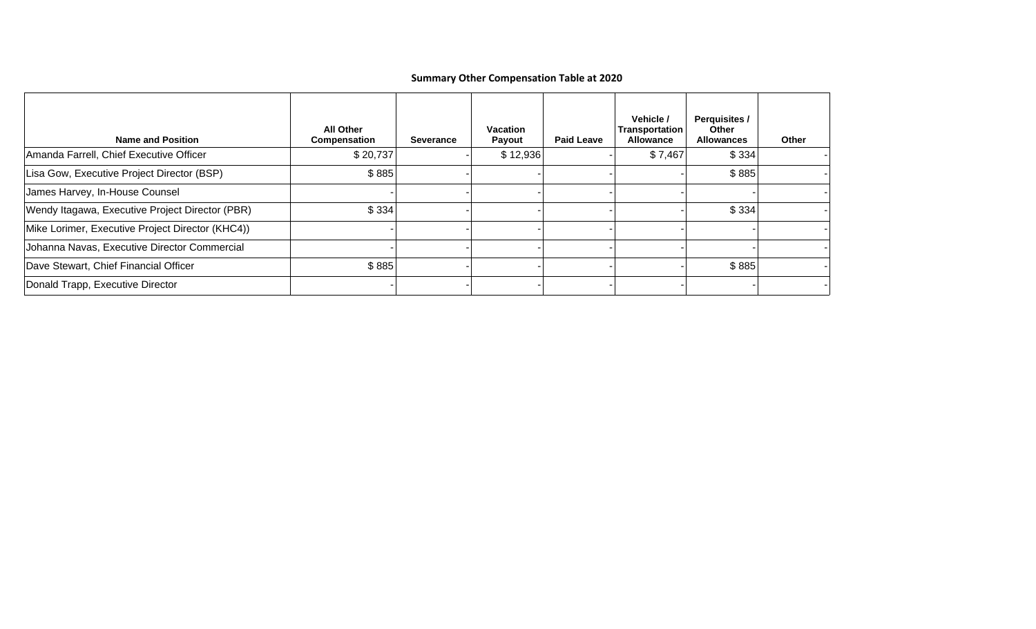## Summary Other Compensation Table at 2020

| Name and Position | All Other Compensation | Severance | Vacation Payout | Paid Leave | Vehicle / Transportation Allowance | Perquisites / Other Allowances | Other |
|---|---|---|---|---|---|---|---|
| Amanda Farrell, Chief Executive Officer | $ 20,737 | - | $ 12,936 | - | $ 7,467 | $ 334 | - |
| Lisa Gow, Executive Project Director (BSP) | $ 885 | - | - | - | - | $ 885 | - |
| James Harvey, In-House Counsel | - | - | - | - | - | - | - |
| Wendy Itagawa, Executive Project Director (PBR) | $ 334 | - | - | - | - | $ 334 | - |
| Mike Lorimer, Executive Project Director (KHC4)) | - | - | - | - | - | - | - |
| Johanna Navas, Executive Director Commercial | - | - | - | - | - | - | - |
| Dave Stewart, Chief Financial Officer | $ 885 | - | - | - | - | $ 885 | - |
| Donald Trapp, Executive Director | - | - | - | - | - | - | - |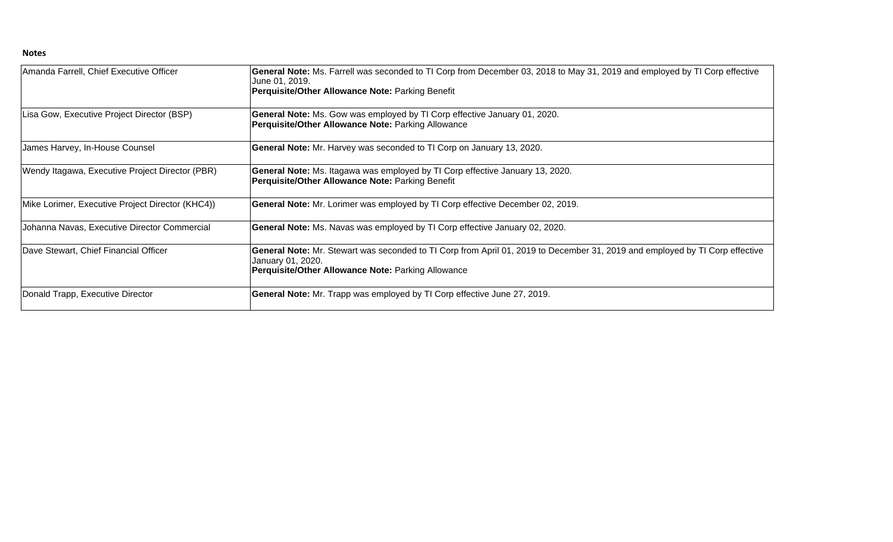**Notes**

| | |
|---|---|
| Amanda Farrell, Chief Executive Officer | **General Note:** Ms. Farrell was seconded to TI Corp from December 03, 2018 to May 31, 2019 and employed by TI Corp effective June 01, 2019.<br>**Perquisite/Other Allowance Note:** Parking Benefit |
| Lisa Gow, Executive Project Director (BSP) | **General Note:** Ms. Gow was employed by TI Corp effective January 01, 2020.<br>**Perquisite/Other Allowance Note:** Parking Allowance |
| James Harvey, In-House Counsel | **General Note:** Mr. Harvey was seconded to TI Corp on January 13, 2020. |
| Wendy Itagawa, Executive Project Director (PBR) | **General Note:** Ms. Itagawa was employed by TI Corp effective January 13, 2020.<br>**Perquisite/Other Allowance Note:** Parking Benefit |
| Mike Lorimer, Executive Project Director (KHC4)) | **General Note:** Mr. Lorimer was employed by TI Corp effective December 02, 2019. |
| Johanna Navas, Executive Director Commercial | **General Note:** Ms. Navas was employed by TI Corp effective January 02, 2020. |
| Dave Stewart, Chief Financial Officer | **General Note:** Mr. Stewart was seconded to TI Corp from April 01, 2019 to December 31, 2019 and employed by TI Corp effective January 01, 2020.<br>**Perquisite/Other Allowance Note:** Parking Allowance |
| Donald Trapp, Executive Director | **General Note:** Mr. Trapp was employed by TI Corp effective June 27, 2019. |